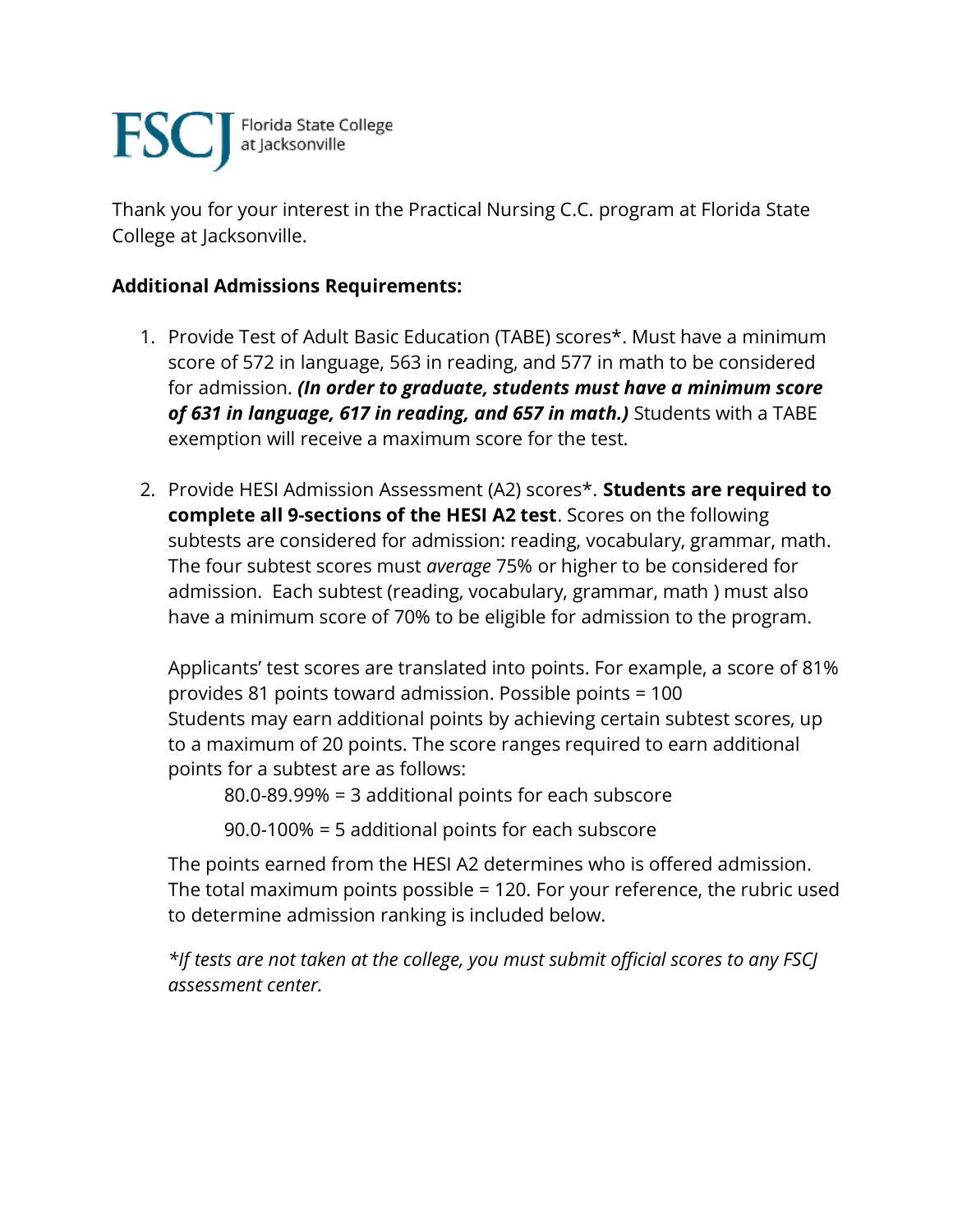FSCJ Florida State College at Jacksonville

Thank you for your interest in the Practical Nursing C.C. program at Florida State College at Jacksonville.

**Additional Admissions Requirements:**

1. Provide Test of Adult Basic Education (TABE) scores*. Must have a minimum score of 572 in language, 563 in reading, and 577 in math to be considered for admission. ***(In order to graduate, students must have a minimum score of 631 in language, 617 in reading, and 657 in math.)*** Students with a TABE exemption will receive a maximum score for the test.

2. Provide HESI Admission Assessment (A2) scores*. **Students are required to complete all 9-sections of the HESI A2 test**. Scores on the following subtests are considered for admission: reading, vocabulary, grammar, math. The four subtest scores must *average* 75% or higher to be considered for admission. Each subtest (reading, vocabulary, grammar, math ) must also have a minimum score of 70% to be eligible for admission to the program.

   Applicants' test scores are translated into points. For example, a score of 81% provides 81 points toward admission. Possible points = 100
   Students may earn additional points by achieving certain subtest scores, up to a maximum of 20 points. The score ranges required to earn additional points for a subtest are as follows:

   80.0-89.99% = 3 additional points for each subscore

   90.0-100% = 5 additional points for each subscore

   The points earned from the HESI A2 determines who is offered admission. The total maximum points possible = 120. For your reference, the rubric used to determine admission ranking is included below.

   **If tests are not taken at the college, you must submit official scores to any FSCJ assessment center.*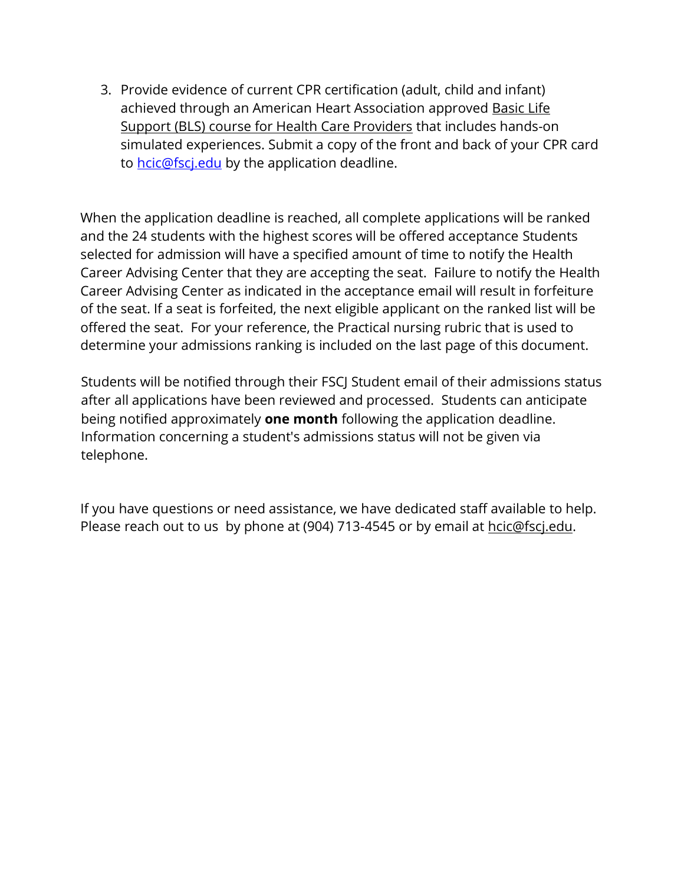3. Provide evidence of current CPR certification (adult, child and infant) achieved through an American Heart Association approved Basic Life Support (BLS) course for Health Care Providers that includes hands-on simulated experiences. Submit a copy of the front and back of your CPR card to hcic@fscj.edu by the application deadline.

When the application deadline is reached, all complete applications will be ranked and the 24 students with the highest scores will be offered acceptance Students selected for admission will have a specified amount of time to notify the Health Career Advising Center that they are accepting the seat. Failure to notify the Health Career Advising Center as indicated in the acceptance email will result in forfeiture of the seat. If a seat is forfeited, the next eligible applicant on the ranked list will be offered the seat. For your reference, the Practical nursing rubric that is used to determine your admissions ranking is included on the last page of this document.

Students will be notified through their FSCJ Student email of their admissions status after all applications have been reviewed and processed. Students can anticipate being notified approximately **one month** following the application deadline. Information concerning a student's admissions status will not be given via telephone.

If you have questions or need assistance, we have dedicated staff available to help. Please reach out to us by phone at (904) 713-4545 or by email at hcic@fscj.edu.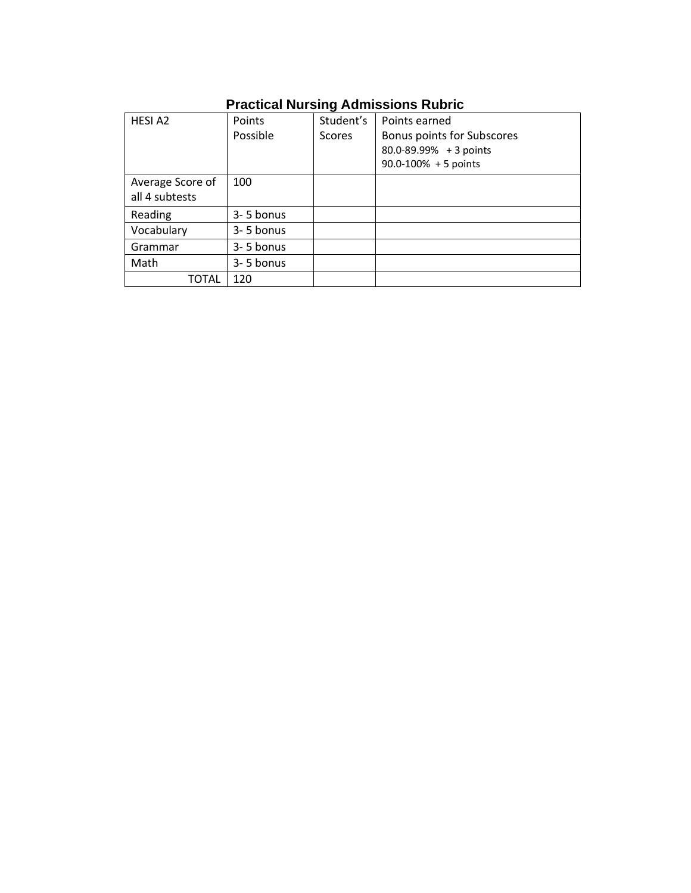# Practical Nursing Admissions Rubric

| HESI A2 | Points Possible | Student's Scores | Points earned<br>Bonus points for Subscores<br>80.0-89.99% + 3 points<br>90.0-100% + 5 points |
|---|---|---|---|
| Average Score of all 4 subtests | 100 | | |
| Reading | 3- 5 bonus | | |
| Vocabulary | 3- 5 bonus | | |
| Grammar | 3- 5 bonus | | |
| Math | 3- 5 bonus | | |
| TOTAL | 120 | | |